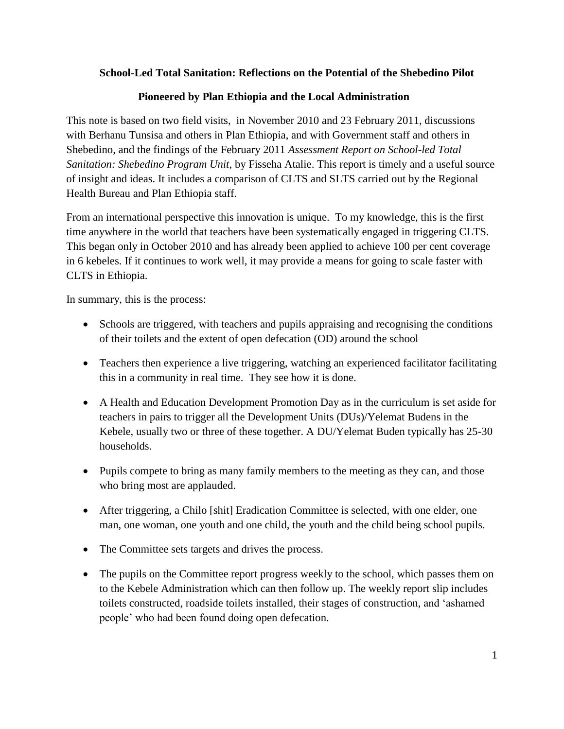**School-Led Total Sanitation: Reflections on the Potential of the Shebedino Pilot**

**Pioneered by Plan Ethiopia and the Local Administration**

This note is based on two field visits, in November 2010 and 23 February 2011, discussions with Berhanu Tunsisa and others in Plan Ethiopia, and with Government staff and others in Shebedino, and the findings of the February 2011 *Assessment Report on School-led Total Sanitation: Shebedino Program Unit*, by Fisseha Atalie. This report is timely and a useful source of insight and ideas. It includes a comparison of CLTS and SLTS carried out by the Regional Health Bureau and Plan Ethiopia staff.

From an international perspective this innovation is unique. To my knowledge, this is the first time anywhere in the world that teachers have been systematically engaged in triggering CLTS. This began only in October 2010 and has already been applied to achieve 100 per cent coverage in 6 kebeles. If it continues to work well, it may provide a means for going to scale faster with CLTS in Ethiopia.

In summary, this is the process:

- Schools are triggered, with teachers and pupils appraising and recognising the conditions of their toilets and the extent of open defecation (OD) around the school
- Teachers then experience a live triggering, watching an experienced facilitator facilitating this in a community in real time. They see how it is done.
- A Health and Education Development Promotion Day as in the curriculum is set aside for teachers in pairs to trigger all the Development Units (DUs)/Yelemat Budens in the Kebele, usually two or three of these together. A DU/Yelemat Buden typically has 25-30 households.
- Pupils compete to bring as many family members to the meeting as they can, and those who bring most are applauded.
- After triggering, a Chilo [shit] Eradication Committee is selected, with one elder, one man, one woman, one youth and one child, the youth and the child being school pupils.
- The Committee sets targets and drives the process.
- The pupils on the Committee report progress weekly to the school, which passes them on to the Kebele Administration which can then follow up. The weekly report slip includes toilets constructed, roadside toilets installed, their stages of construction, and 'ashamed people' who had been found doing open defecation.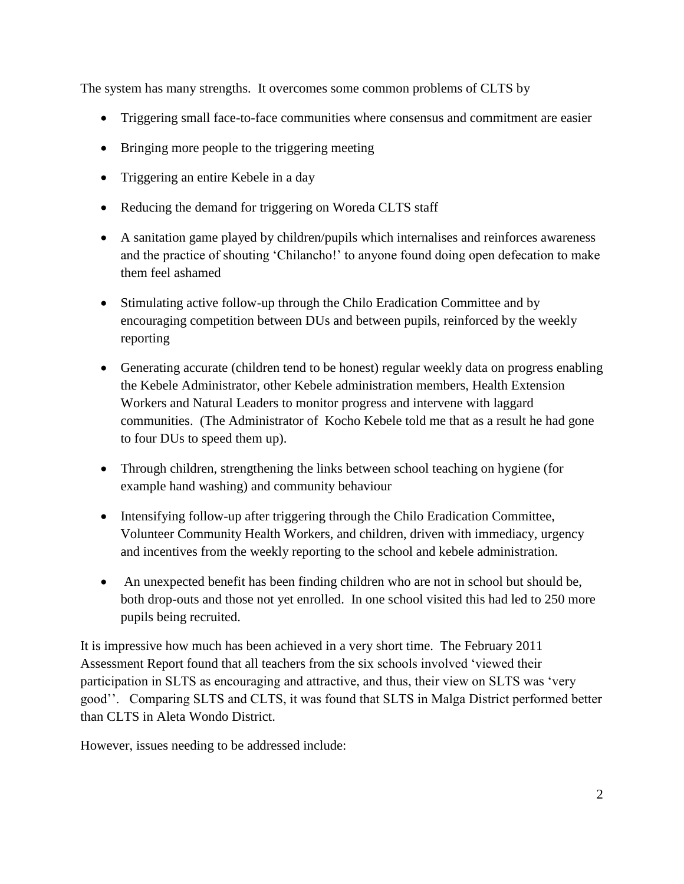The system has many strengths. It overcomes some common problems of CLTS by

- Triggering small face-to-face communities where consensus and commitment are easier
- Bringing more people to the triggering meeting
- Triggering an entire Kebele in a day
- Reducing the demand for triggering on Woreda CLTS staff
- A sanitation game played by children/pupils which internalises and reinforces awareness and the practice of shouting 'Chilancho!' to anyone found doing open defecation to make them feel ashamed
- Stimulating active follow-up through the Chilo Eradication Committee and by encouraging competition between DUs and between pupils, reinforced by the weekly reporting
- Generating accurate (children tend to be honest) regular weekly data on progress enabling the Kebele Administrator, other Kebele administration members, Health Extension Workers and Natural Leaders to monitor progress and intervene with laggard communities. (The Administrator of Kocho Kebele told me that as a result he had gone to four DUs to speed them up).
- Through children, strengthening the links between school teaching on hygiene (for example hand washing) and community behaviour
- Intensifying follow-up after triggering through the Chilo Eradication Committee, Volunteer Community Health Workers, and children, driven with immediacy, urgency and incentives from the weekly reporting to the school and kebele administration.
- An unexpected benefit has been finding children who are not in school but should be, both drop-outs and those not yet enrolled. In one school visited this had led to 250 more pupils being recruited.

It is impressive how much has been achieved in a very short time. The February 2011 Assessment Report found that all teachers from the six schools involved 'viewed their participation in SLTS as encouraging and attractive, and thus, their view on SLTS was 'very good''. Comparing SLTS and CLTS, it was found that SLTS in Malga District performed better than CLTS in Aleta Wondo District.

However, issues needing to be addressed include: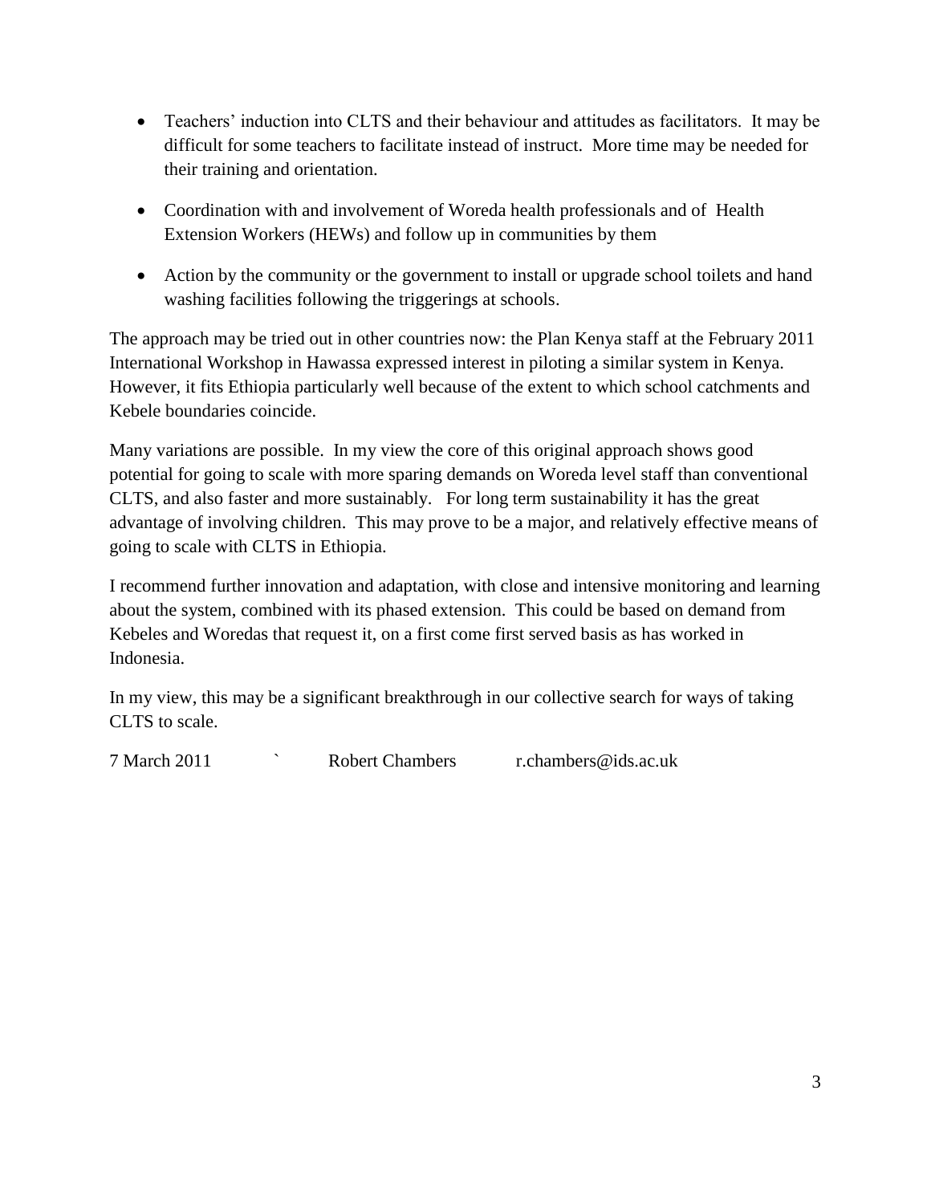- Teachers' induction into CLTS and their behaviour and attitudes as facilitators. It may be difficult for some teachers to facilitate instead of instruct. More time may be needed for their training and orientation.

- Coordination with and involvement of Woreda health professionals and of Health Extension Workers (HEWs) and follow up in communities by them

- Action by the community or the government to install or upgrade school toilets and hand washing facilities following the triggerings at schools.

The approach may be tried out in other countries now: the Plan Kenya staff at the February 2011 International Workshop in Hawassa expressed interest in piloting a similar system in Kenya. However, it fits Ethiopia particularly well because of the extent to which school catchments and Kebele boundaries coincide.

Many variations are possible. In my view the core of this original approach shows good potential for going to scale with more sparing demands on Woreda level staff than conventional CLTS, and also faster and more sustainably. For long term sustainability it has the great advantage of involving children. This may prove to be a major, and relatively effective means of going to scale with CLTS in Ethiopia.

I recommend further innovation and adaptation, with close and intensive monitoring and learning about the system, combined with its phased extension. This could be based on demand from Kebeles and Woredas that request it, on a first come first served basis as has worked in Indonesia.

In my view, this may be a significant breakthrough in our collective search for ways of taking CLTS to scale.

7 March 2011 ` Robert Chambers r.chambers@ids.ac.uk